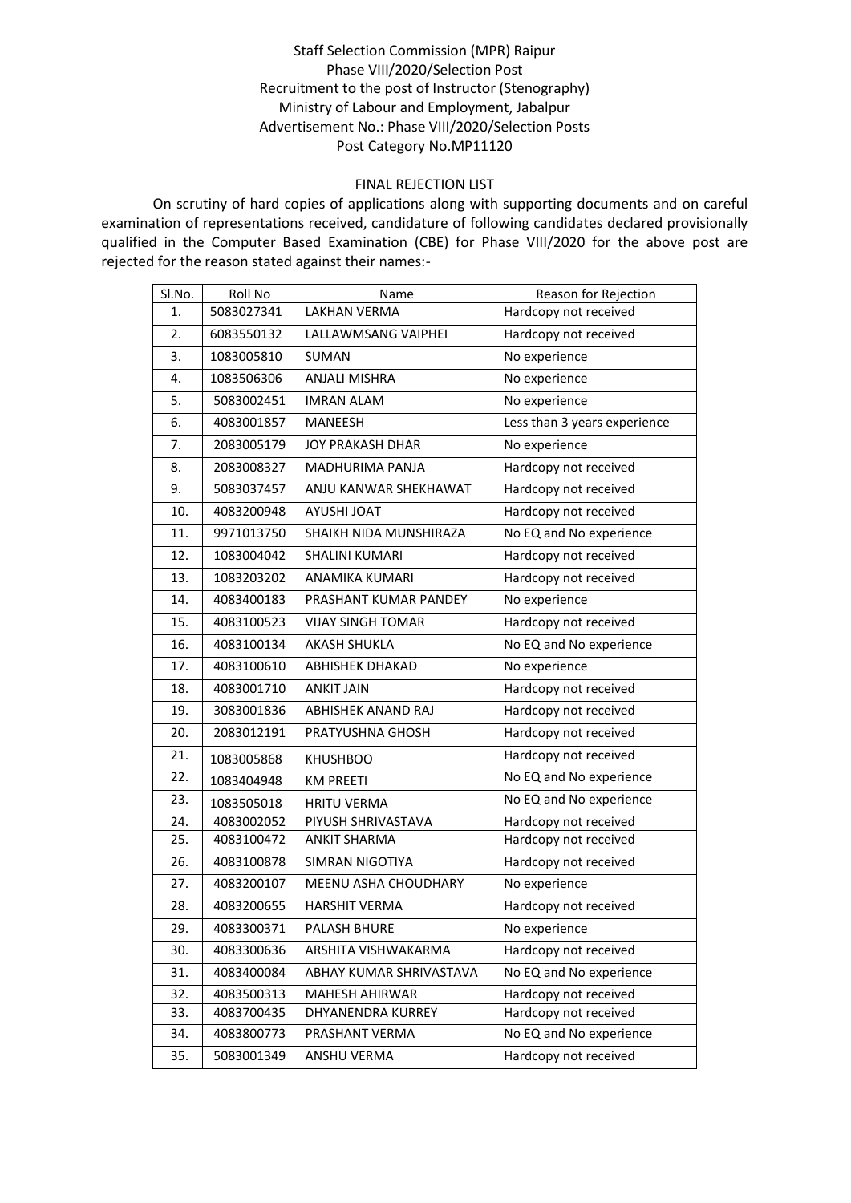Staff Selection Commission (MPR) Raipur
Phase VIII/2020/Selection Post
Recruitment to the post of Instructor (Stenography)
Ministry of Labour and Employment, Jabalpur
Advertisement No.: Phase VIII/2020/Selection Posts
Post Category No.MP11120

## FINAL REJECTION LIST

On scrutiny of hard copies of applications along with supporting documents and on careful examination of representations received, candidature of following candidates declared provisionally qualified in the Computer Based Examination (CBE) for Phase VIII/2020 for the above post are rejected for the reason stated against their names:-

| Sl.No. | Roll No | Name | Reason for Rejection |
|---|---|---|---|
| 1. | 5083027341 | LAKHAN VERMA | Hardcopy not received |
| 2. | 6083550132 | LALLAWMSANG VAIPHEI | Hardcopy not received |
| 3. | 1083005810 | SUMAN | No experience |
| 4. | 1083506306 | ANJALI MISHRA | No experience |
| 5. | 5083002451 | IMRAN ALAM | No experience |
| 6. | 4083001857 | MANEESH | Less than 3 years experience |
| 7. | 2083005179 | JOY PRAKASH DHAR | No experience |
| 8. | 2083008327 | MADHURIMA PANJA | Hardcopy not received |
| 9. | 5083037457 | ANJU KANWAR SHEKHAWAT | Hardcopy not received |
| 10. | 4083200948 | AYUSHI JOAT | Hardcopy not received |
| 11. | 9971013750 | SHAIKH NIDA MUNSHIRAZA | No EQ and No experience |
| 12. | 1083004042 | SHALINI KUMARI | Hardcopy not received |
| 13. | 1083203202 | ANAMIKA KUMARI | Hardcopy not received |
| 14. | 4083400183 | PRASHANT KUMAR PANDEY | No experience |
| 15. | 4083100523 | VIJAY SINGH TOMAR | Hardcopy not received |
| 16. | 4083100134 | AKASH SHUKLA | No EQ and No experience |
| 17. | 4083100610 | ABHISHEK DHAKAD | No experience |
| 18. | 4083001710 | ANKIT JAIN | Hardcopy not received |
| 19. | 3083001836 | ABHISHEK ANAND RAJ | Hardcopy not received |
| 20. | 2083012191 | PRATYUSHNA GHOSH | Hardcopy not received |
| 21. | 1083005868 | KHUSHBOO | Hardcopy not received |
| 22. | 1083404948 | KM PREETI | No EQ and No experience |
| 23. | 1083505018 | HRITU VERMA | No EQ and No experience |
| 24. | 4083002052 | PIYUSH SHRIVASTAVA | Hardcopy not received |
| 25. | 4083100472 | ANKIT SHARMA | Hardcopy not received |
| 26. | 4083100878 | SIMRAN NIGOTIYA | Hardcopy not received |
| 27. | 4083200107 | MEENU ASHA CHOUDHARY | No experience |
| 28. | 4083200655 | HARSHIT VERMA | Hardcopy not received |
| 29. | 4083300371 | PALASH BHURE | No experience |
| 30. | 4083300636 | ARSHITA VISHWAKARMA | Hardcopy not received |
| 31. | 4083400084 | ABHAY KUMAR SHRIVASTAVA | No EQ and No experience |
| 32. | 4083500313 | MAHESH AHIRWAR | Hardcopy not received |
| 33. | 4083700435 | DHYANENDRA KURREY | Hardcopy not received |
| 34. | 4083800773 | PRASHANT VERMA | No EQ and No experience |
| 35. | 5083001349 | ANSHU VERMA | Hardcopy not received |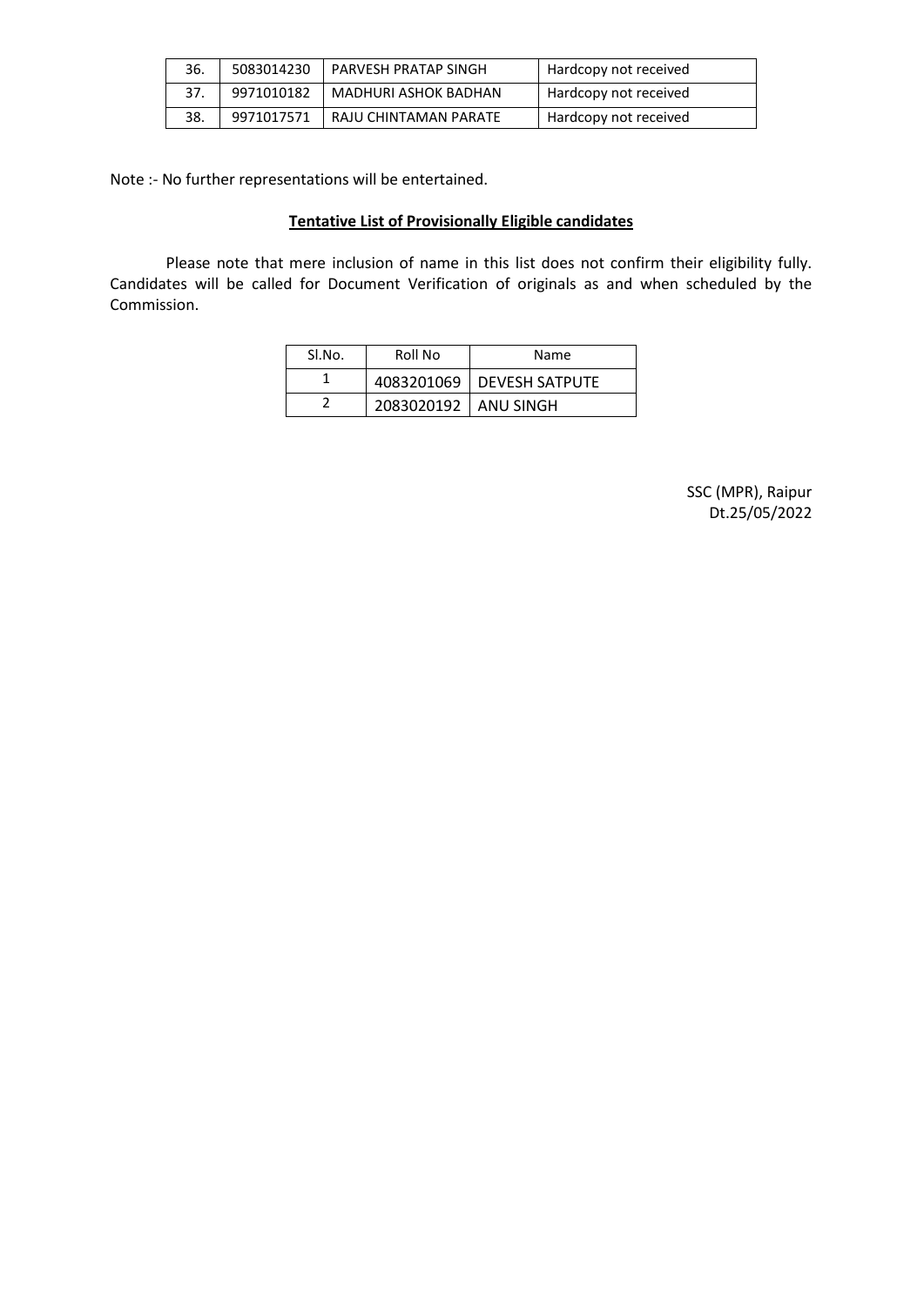| | | | |
|---|---|---|---|
| 36. | 5083014230 | PARVESH PRATAP SINGH | Hardcopy not received |
| 37. | 9971010182 | MADHURI ASHOK BADHAN | Hardcopy not received |
| 38. | 9971017571 | RAJU CHINTAMAN PARATE | Hardcopy not received |

Note :- No further representations will be entertained.

## Tentative List of Provisionally Eligible candidates

Please note that mere inclusion of name in this list does not confirm their eligibility fully. Candidates will be called for Document Verification of originals as and when scheduled by the Commission.

| Sl.No. | Roll No | Name |
|---|---|---|
| 1 | 4083201069 | DEVESH SATPUTE |
| 2 | 2083020192 | ANU SINGH |

SSC (MPR), Raipur
Dt.25/05/2022